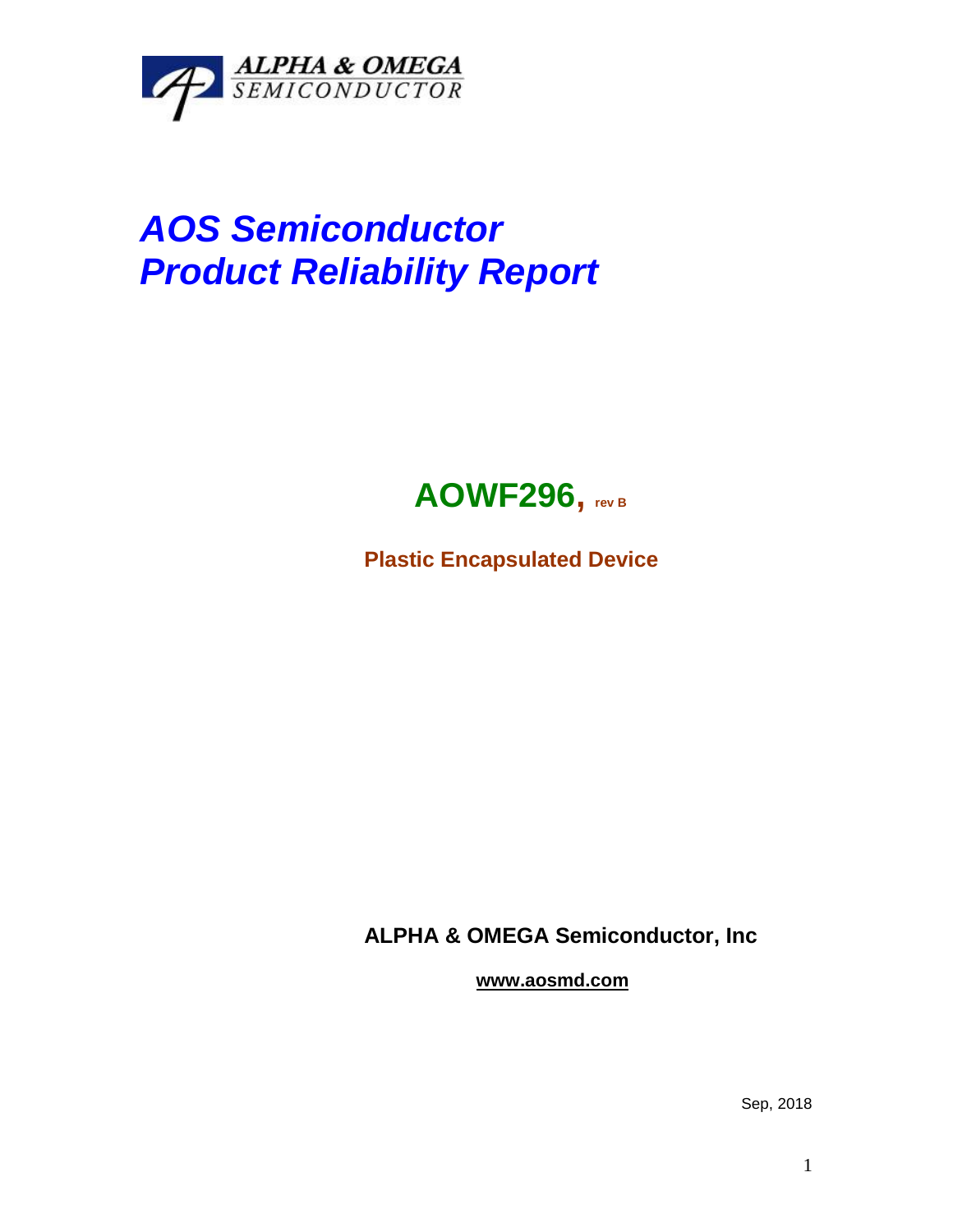ALPHA & OMEGA SEMICONDUCTOR

# *AOS Semiconductor Product Reliability Report*

## AOWF296, rev B

**Plastic Encapsulated Device**

**ALPHA & OMEGA Semiconductor, Inc**

**www.aosmd.com**

Sep, 2018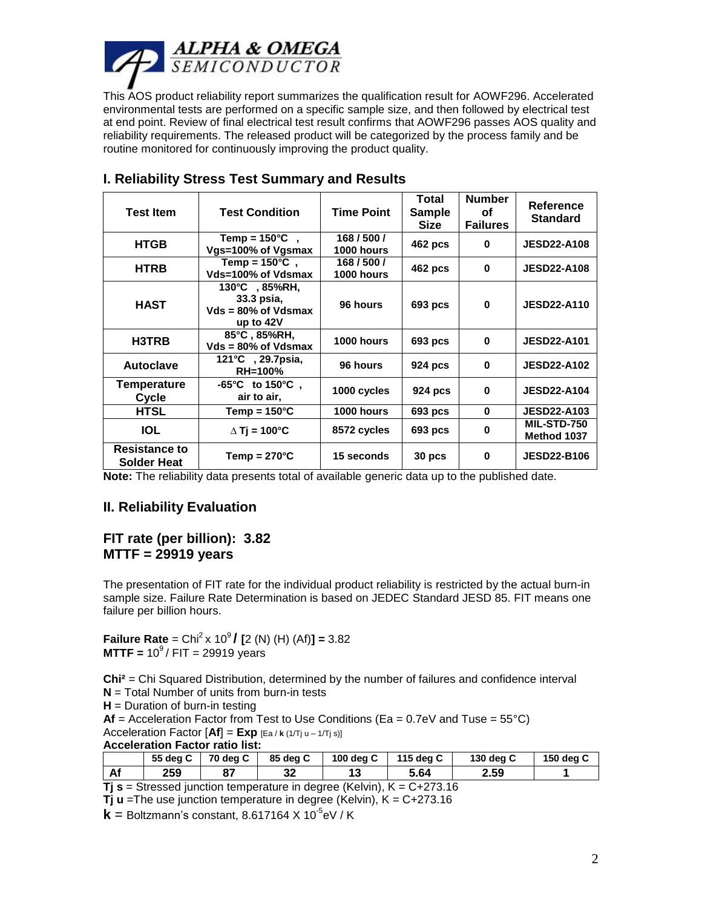ALPHA & OMEGA SEMICONDUCTOR

This AOS product reliability report summarizes the qualification result for AOWF296. Accelerated environmental tests are performed on a specific sample size, and then followed by electrical test at end point. Review of final electrical test result confirms that AOWF296 passes AOS quality and reliability requirements. The released product will be categorized by the process family and be routine monitored for continuously improving the product quality.

## I. Reliability Stress Test Summary and Results

| Test Item | Test Condition | Time Point | Total Sample Size | Number of Failures | Reference Standard |
|---|---|---|---|---|---|
| HTGB | Temp = 150°C , Vgs=100% of Vgsmax | 168 / 500 / 1000 hours | 462 pcs | 0 | JESD22-A108 |
| HTRB | Temp = 150°C , Vds=100% of Vdsmax | 168 / 500 / 1000 hours | 462 pcs | 0 | JESD22-A108 |
| HAST | 130°C , 85%RH, 33.3 psia, Vds = 80% of Vdsmax up to 42V | 96 hours | 693 pcs | 0 | JESD22-A110 |
| H3TRB | 85°C , 85%RH, Vds = 80% of Vdsmax | 1000 hours | 693 pcs | 0 | JESD22-A101 |
| Autoclave | 121°C , 29.7psia, RH=100% | 96 hours | 924 pcs | 0 | JESD22-A102 |
| Temperature Cycle | -65°C to 150°C , air to air, | 1000 cycles | 924 pcs | 0 | JESD22-A104 |
| HTSL | Temp = 150°C | 1000 hours | 693 pcs | 0 | JESD22-A103 |
| IOL | $\Delta$ Tj = 100°C | 8572 cycles | 693 pcs | 0 | MIL-STD-750 Method 1037 |
| Resistance to Solder Heat | Temp = 270°C | 15 seconds | 30 pcs | 0 | JESD22-B106 |

**Note:** The reliability data presents total of available generic data up to the published date.

## II. Reliability Evaluation

### FIT rate (per billion): 3.82
### MTTF = 29919 years

The presentation of FIT rate for the individual product reliability is restricted by the actual burn-in sample size. Failure Rate Determination is based on JEDEC Standard JESD 85. FIT means one failure per billion hours.

**Failure Rate** = $Chi^2 \times 10^9$ **/ [**2 (N) (H) (Af)**] =** 3.82
**MTTF =** $10^9$ / FIT = 29919 years

**Chi²** = Chi Squared Distribution, determined by the number of failures and confidence interval
**N** = Total Number of units from burn-in tests
**H** = Duration of burn-in testing
**Af** = Acceleration Factor from Test to Use Conditions (Ea = 0.7eV and Tuse = 55°C)
Acceleration Factor [**Af**] = **Exp** [Ea / **k** (1/Tj u – 1/Tj s)]
**Acceleration Factor ratio list:**

| | 55 deg C | 70 deg C | 85 deg C | 100 deg C | 115 deg C | 130 deg C | 150 deg C |
|---|---|---|---|---|---|---|---|
| Af | 259 | 87 | 32 | 13 | 5.64 | 2.59 | 1 |

**Tj s** = Stressed junction temperature in degree (Kelvin), K = C+273.16
**Tj u** =The use junction temperature in degree (Kelvin), K = C+273.16
**k** = Boltzmann's constant, 8.617164 X $10^{-5}$eV / K